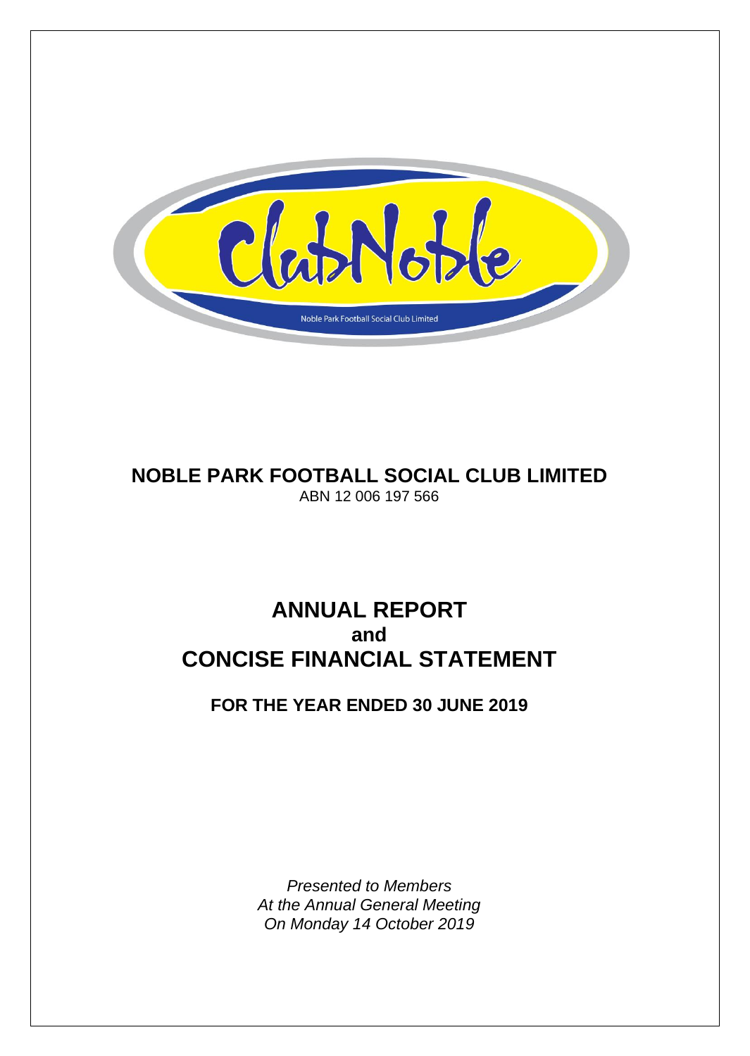ClubNoble

Noble Park Football Social Club Limited

# NOBLE PARK FOOTBALL SOCIAL CLUB LIMITED

ABN 12 006 197 566

# ANNUAL REPORT
## and
# CONCISE FINANCIAL STATEMENT

## FOR THE YEAR ENDED 30 JUNE 2019

*Presented to Members*
*At the Annual General Meeting*
*On Monday 14 October 2019*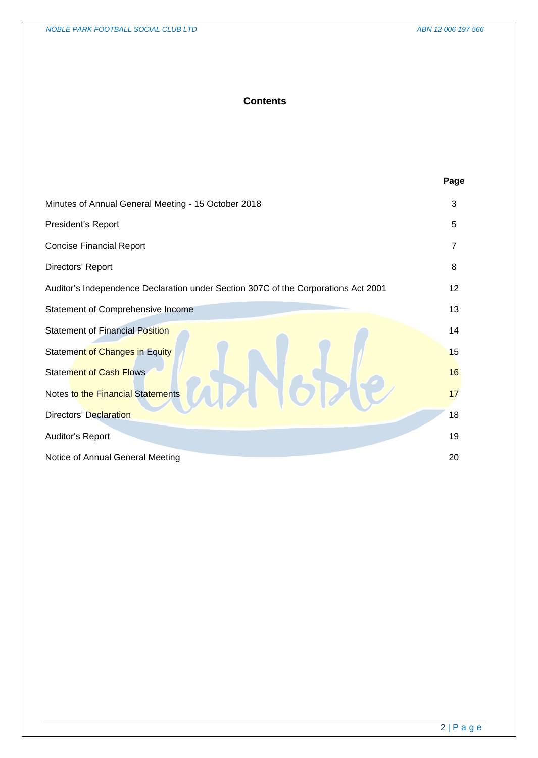# Contents

| | Page |
|---|---|
| Minutes of Annual General Meeting - 15 October 2018 | 3 |
| President's Report | 5 |
| Concise Financial Report | 7 |
| Directors' Report | 8 |
| Auditor's Independence Declaration under Section 307C of the Corporations Act 2001 | 12 |
| Statement of Comprehensive Income | 13 |
| Statement of Financial Position | 14 |
| Statement of Changes in Equity | 15 |
| Statement of Cash Flows | 16 |
| Notes to the Financial Statements | 17 |
| Directors' Declaration | 18 |
| Auditor's Report | 19 |
| Notice of Annual General Meeting | 20 |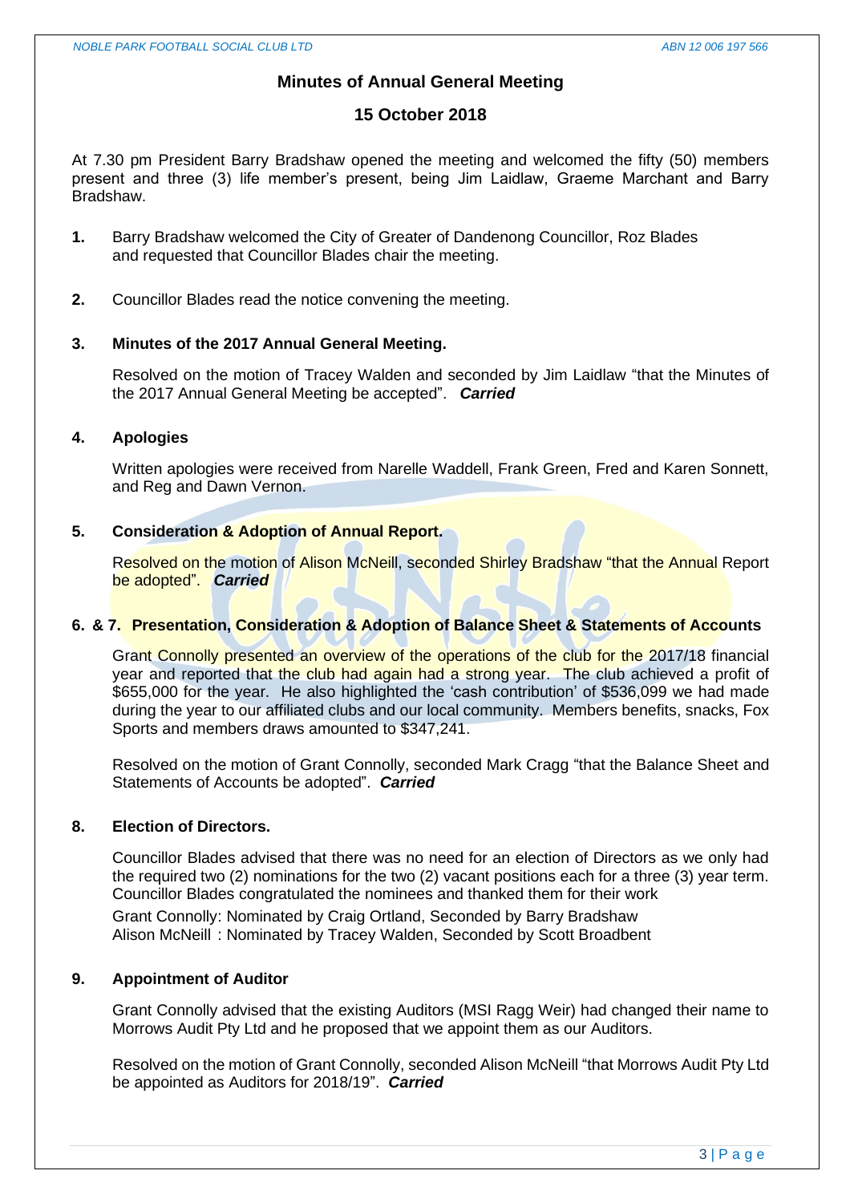# Minutes of Annual General Meeting

## 15 October 2018

At 7.30 pm President Barry Bradshaw opened the meeting and welcomed the fifty (50) members present and three (3) life member's present, being Jim Laidlaw, Graeme Marchant and Barry Bradshaw.

**1.** Barry Bradshaw welcomed the City of Greater of Dandenong Councillor, Roz Blades and requested that Councillor Blades chair the meeting.

**2.** Councillor Blades read the notice convening the meeting.

### 3. Minutes of the 2017 Annual General Meeting.

Resolved on the motion of Tracey Walden and seconded by Jim Laidlaw "that the Minutes of the 2017 Annual General Meeting be accepted". ***Carried***

### 4. Apologies

Written apologies were received from Narelle Waddell, Frank Green, Fred and Karen Sonnett, and Reg and Dawn Vernon.

### 5. Consideration & Adoption of Annual Report.

Resolved on the motion of Alison McNeill, seconded Shirley Bradshaw "that the Annual Report be adopted". ***Carried***

### 6. & 7. Presentation, Consideration & Adoption of Balance Sheet & Statements of Accounts

Grant Connolly presented an overview of the operations of the club for the 2017/18 financial year and reported that the club had again had a strong year. The club achieved a profit of $655,000 for the year. He also highlighted the 'cash contribution' of $536,099 we had made during the year to our affiliated clubs and our local community. Members benefits, snacks, Fox Sports and members draws amounted to $347,241.

Resolved on the motion of Grant Connolly, seconded Mark Cragg "that the Balance Sheet and Statements of Accounts be adopted". ***Carried***

### 8. Election of Directors.

Councillor Blades advised that there was no need for an election of Directors as we only had the required two (2) nominations for the two (2) vacant positions each for a three (3) year term. Councillor Blades congratulated the nominees and thanked them for their work

Grant Connolly: Nominated by Craig Ortland, Seconded by Barry Bradshaw
Alison McNeill : Nominated by Tracey Walden, Seconded by Scott Broadbent

### 9. Appointment of Auditor

Grant Connolly advised that the existing Auditors (MSI Ragg Weir) had changed their name to Morrows Audit Pty Ltd and he proposed that we appoint them as our Auditors.

Resolved on the motion of Grant Connolly, seconded Alison McNeill "that Morrows Audit Pty Ltd be appointed as Auditors for 2018/19". ***Carried***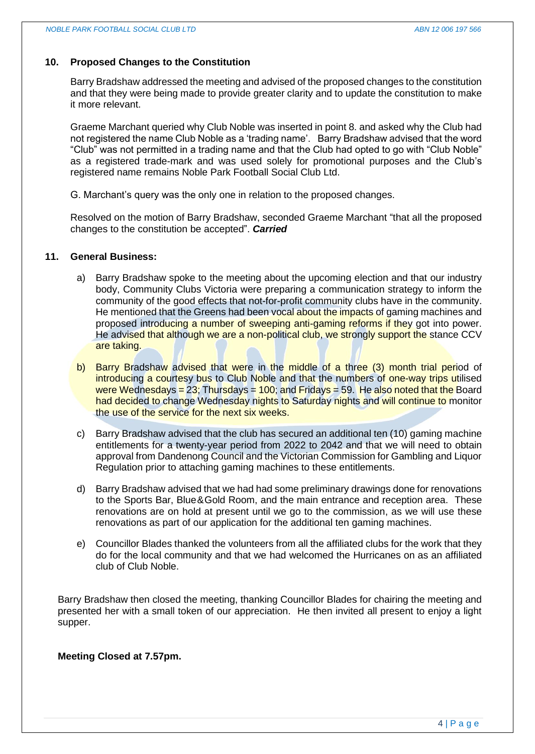## 10. Proposed Changes to the Constitution

Barry Bradshaw addressed the meeting and advised of the proposed changes to the constitution and that they were being made to provide greater clarity and to update the constitution to make it more relevant.

Graeme Marchant queried why Club Noble was inserted in point 8. and asked why the Club had not registered the name Club Noble as a 'trading name'. Barry Bradshaw advised that the word "Club" was not permitted in a trading name and that the Club had opted to go with "Club Noble" as a registered trade-mark and was used solely for promotional purposes and the Club's registered name remains Noble Park Football Social Club Ltd.

G. Marchant's query was the only one in relation to the proposed changes.

Resolved on the motion of Barry Bradshaw, seconded Graeme Marchant "that all the proposed changes to the constitution be accepted". ***Carried***

## 11. General Business:

a) Barry Bradshaw spoke to the meeting about the upcoming election and that our industry body, Community Clubs Victoria were preparing a communication strategy to inform the community of the good effects that not-for-profit community clubs have in the community. He mentioned that the Greens had been vocal about the impacts of gaming machines and proposed introducing a number of sweeping anti-gaming reforms if they got into power. He advised that although we are a non-political club, we strongly support the stance CCV are taking.

b) Barry Bradshaw advised that were in the middle of a three (3) month trial period of introducing a courtesy bus to Club Noble and that the numbers of one-way trips utilised were Wednesdays = 23; Thursdays = 100; and Fridays = 59. He also noted that the Board had decided to change Wednesday nights to Saturday nights and will continue to monitor the use of the service for the next six weeks.

c) Barry Bradshaw advised that the club has secured an additional ten (10) gaming machine entitlements for a twenty-year period from 2022 to 2042 and that we will need to obtain approval from Dandenong Council and the Victorian Commission for Gambling and Liquor Regulation prior to attaching gaming machines to these entitlements.

d) Barry Bradshaw advised that we had had some preliminary drawings done for renovations to the Sports Bar, Blue&Gold Room, and the main entrance and reception area. These renovations are on hold at present until we go to the commission, as we will use these renovations as part of our application for the additional ten gaming machines.

e) Councillor Blades thanked the volunteers from all the affiliated clubs for the work that they do for the local community and that we had welcomed the Hurricanes on as an affiliated club of Club Noble.

Barry Bradshaw then closed the meeting, thanking Councillor Blades for chairing the meeting and presented her with a small token of our appreciation. He then invited all present to enjoy a light supper.

**Meeting Closed at 7.57pm.**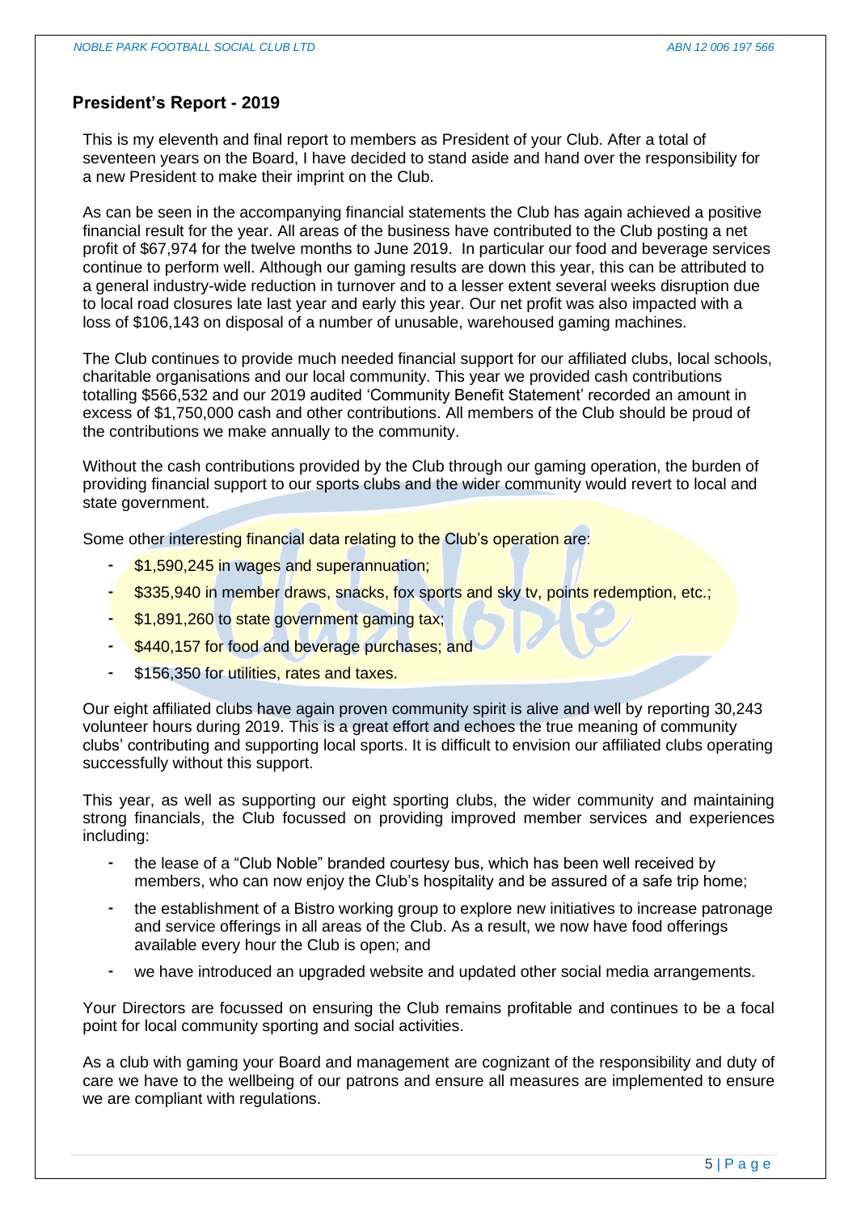## President's Report - 2019

This is my eleventh and final report to members as President of your Club. After a total of seventeen years on the Board, I have decided to stand aside and hand over the responsibility for a new President to make their imprint on the Club.

As can be seen in the accompanying financial statements the Club has again achieved a positive financial result for the year. All areas of the business have contributed to the Club posting a net profit of $67,974 for the twelve months to June 2019. In particular our food and beverage services continue to perform well. Although our gaming results are down this year, this can be attributed to a general industry-wide reduction in turnover and to a lesser extent several weeks disruption due to local road closures late last year and early this year. Our net profit was also impacted with a loss of $106,143 on disposal of a number of unusable, warehoused gaming machines.

The Club continues to provide much needed financial support for our affiliated clubs, local schools, charitable organisations and our local community. This year we provided cash contributions totalling $566,532 and our 2019 audited 'Community Benefit Statement' recorded an amount in excess of $1,750,000 cash and other contributions. All members of the Club should be proud of the contributions we make annually to the community.

Without the cash contributions provided by the Club through our gaming operation, the burden of providing financial support to our sports clubs and the wider community would revert to local and state government.

Some other interesting financial data relating to the Club's operation are:

- $1,590,245 in wages and superannuation;
- $335,940 in member draws, snacks, fox sports and sky tv, points redemption, etc.;
- $1,891,260 to state government gaming tax;
- $440,157 for food and beverage purchases; and
- $156,350 for utilities, rates and taxes.

Our eight affiliated clubs have again proven community spirit is alive and well by reporting 30,243 volunteer hours during 2019. This is a great effort and echoes the true meaning of community clubs' contributing and supporting local sports. It is difficult to envision our affiliated clubs operating successfully without this support.

This year, as well as supporting our eight sporting clubs, the wider community and maintaining strong financials, the Club focussed on providing improved member services and experiences including:

- the lease of a "Club Noble" branded courtesy bus, which has been well received by members, who can now enjoy the Club's hospitality and be assured of a safe trip home;
- the establishment of a Bistro working group to explore new initiatives to increase patronage and service offerings in all areas of the Club. As a result, we now have food offerings available every hour the Club is open; and
- we have introduced an upgraded website and updated other social media arrangements.

Your Directors are focussed on ensuring the Club remains profitable and continues to be a focal point for local community sporting and social activities.

As a club with gaming your Board and management are cognizant of the responsibility and duty of care we have to the wellbeing of our patrons and ensure all measures are implemented to ensure we are compliant with regulations.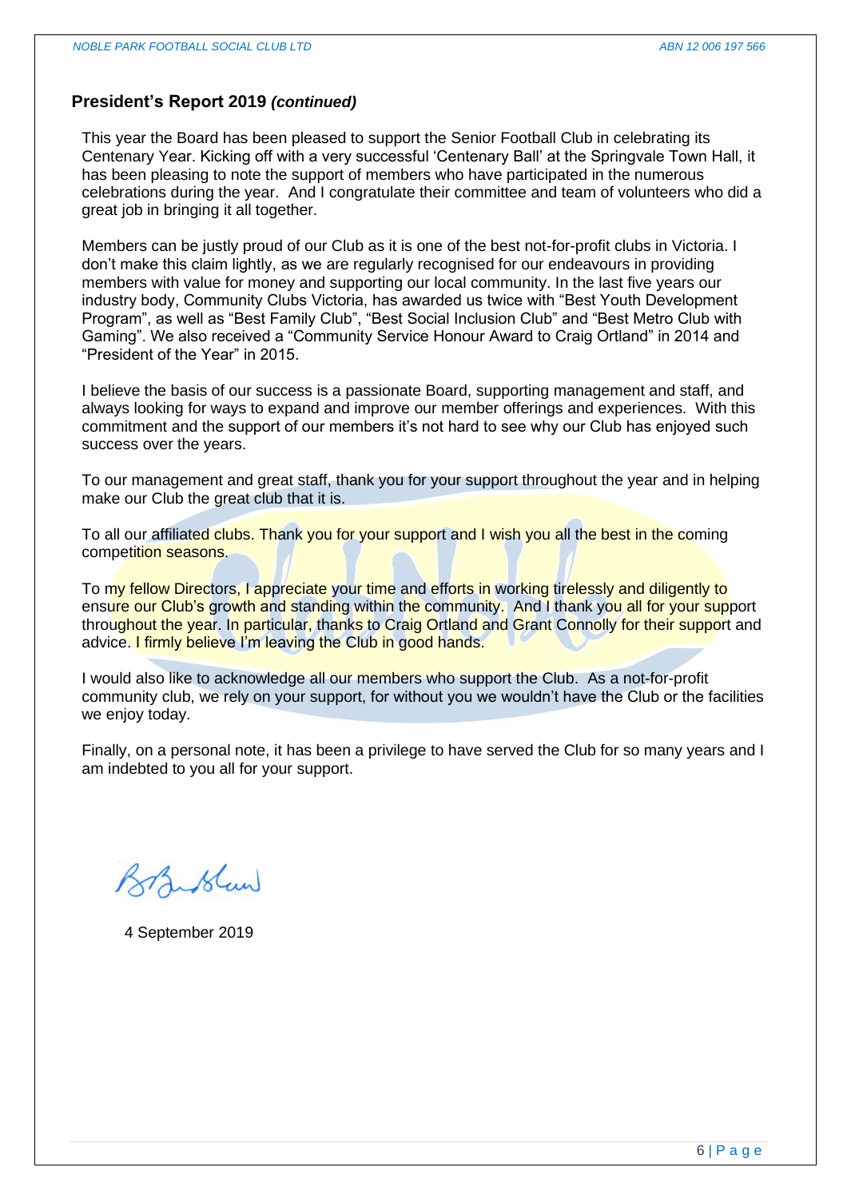## President's Report 2019 *(continued)*

This year the Board has been pleased to support the Senior Football Club in celebrating its Centenary Year. Kicking off with a very successful 'Centenary Ball' at the Springvale Town Hall, it has been pleasing to note the support of members who have participated in the numerous celebrations during the year. And I congratulate their committee and team of volunteers who did a great job in bringing it all together.

Members can be justly proud of our Club as it is one of the best not-for-profit clubs in Victoria. I don't make this claim lightly, as we are regularly recognised for our endeavours in providing members with value for money and supporting our local community. In the last five years our industry body, Community Clubs Victoria, has awarded us twice with "Best Youth Development Program", as well as "Best Family Club", "Best Social Inclusion Club" and "Best Metro Club with Gaming". We also received a "Community Service Honour Award to Craig Ortland" in 2014 and "President of the Year" in 2015.

I believe the basis of our success is a passionate Board, supporting management and staff, and always looking for ways to expand and improve our member offerings and experiences. With this commitment and the support of our members it's not hard to see why our Club has enjoyed such success over the years.

To our management and great staff, thank you for your support throughout the year and in helping make our Club the great club that it is.

To all our affiliated clubs. Thank you for your support and I wish you all the best in the coming competition seasons.

To my fellow Directors, I appreciate your time and efforts in working tirelessly and diligently to ensure our Club's growth and standing within the community. And I thank you all for your support throughout the year. In particular, thanks to Craig Ortland and Grant Connolly for their support and advice. I firmly believe I'm leaving the Club in good hands.

I would also like to acknowledge all our members who support the Club. As a not-for-profit community club, we rely on your support, for without you we wouldn't have the Club or the facilities we enjoy today.

Finally, on a personal note, it has been a privilege to have served the Club for so many years and I am indebted to you all for your support.

4 September 2019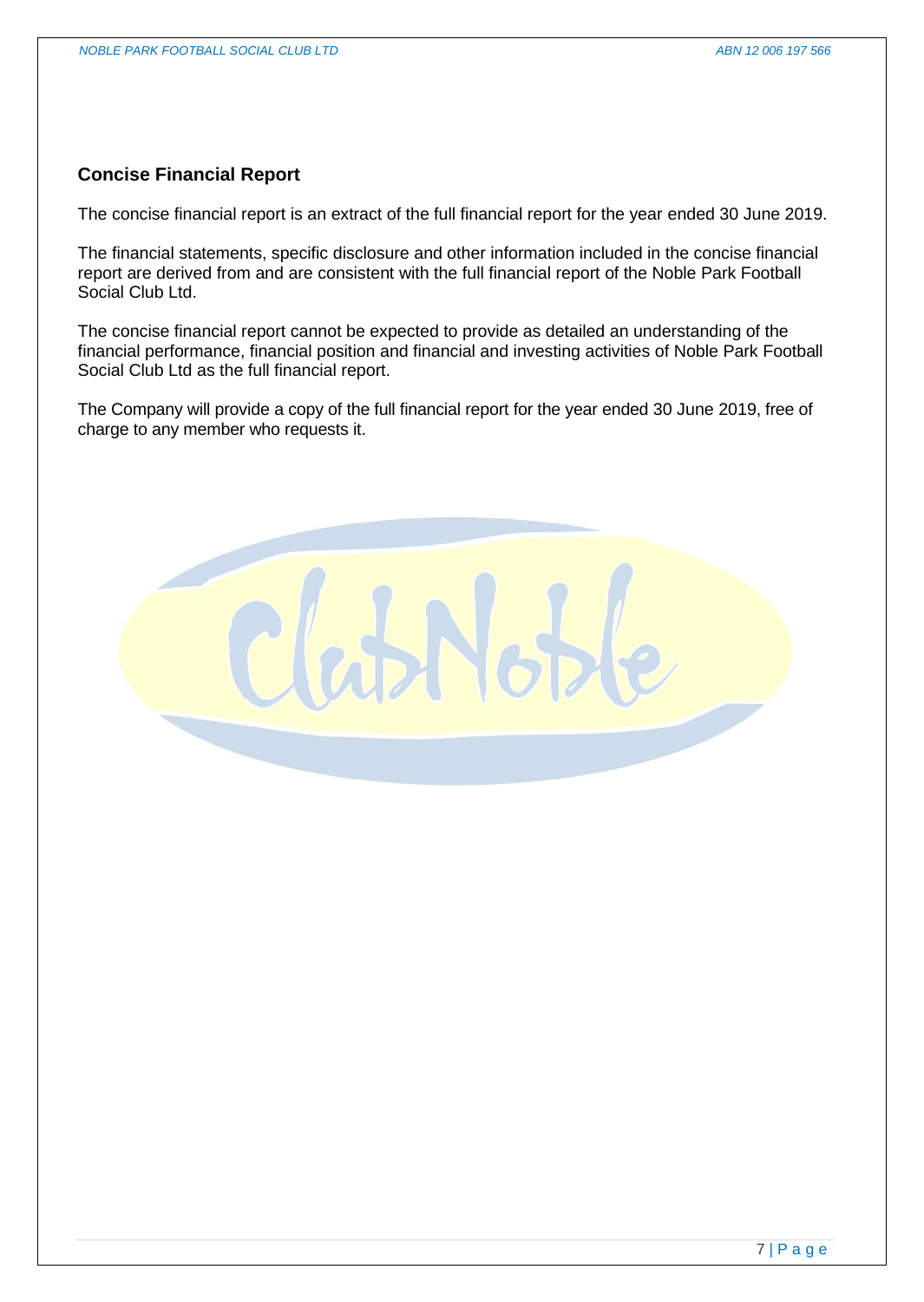## Concise Financial Report

The concise financial report is an extract of the full financial report for the year ended 30 June 2019.

The financial statements, specific disclosure and other information included in the concise financial report are derived from and are consistent with the full financial report of the Noble Park Football Social Club Ltd.

The concise financial report cannot be expected to provide as detailed an understanding of the financial performance, financial position and financial and investing activities of Noble Park Football Social Club Ltd as the full financial report.

The Company will provide a copy of the full financial report for the year ended 30 June 2019, free of charge to any member who requests it.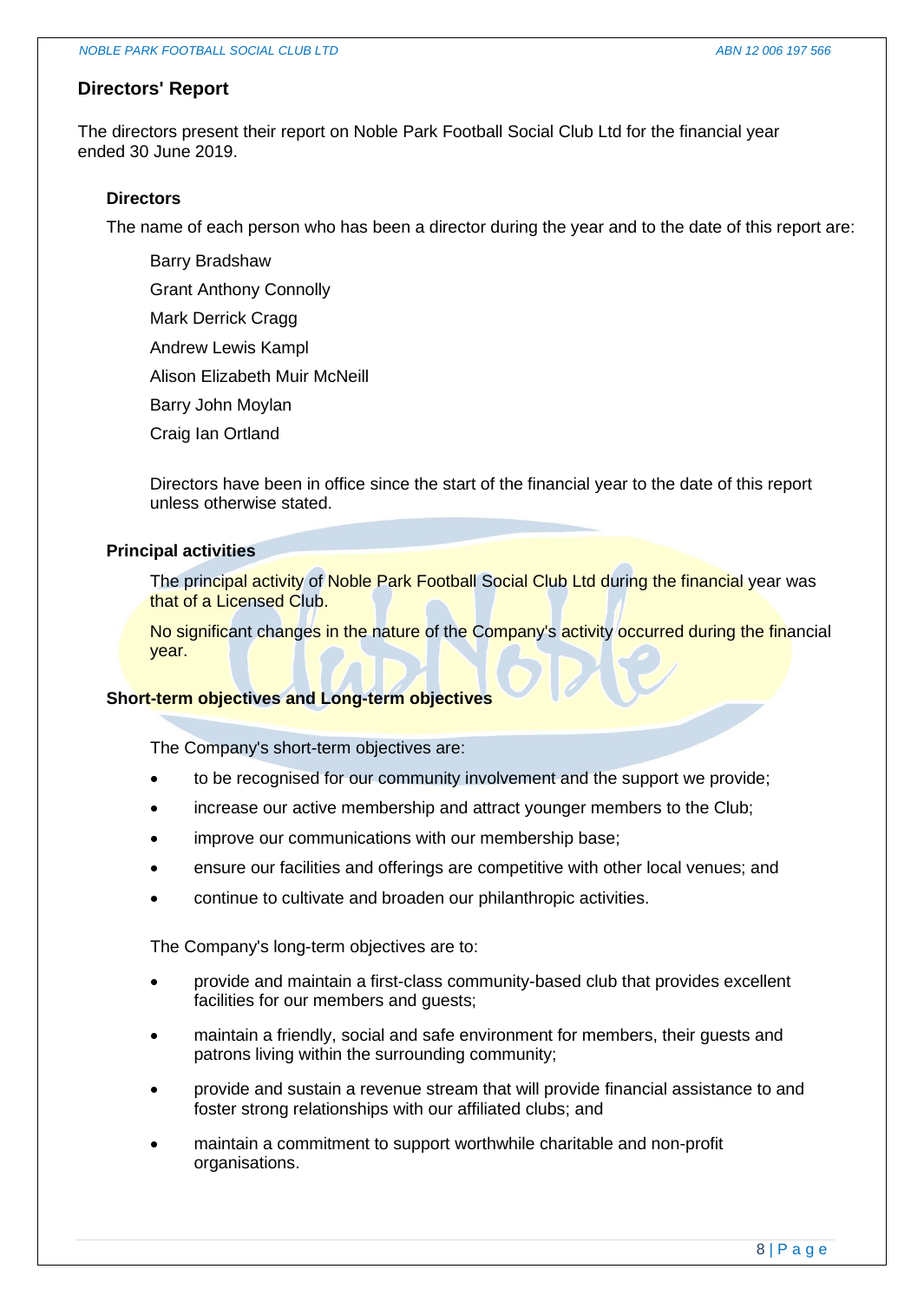## Directors' Report

The directors present their report on Noble Park Football Social Club Ltd for the financial year ended 30 June 2019.

### Directors

The name of each person who has been a director during the year and to the date of this report are:

Barry Bradshaw

Grant Anthony Connolly

Mark Derrick Cragg

Andrew Lewis Kampl

Alison Elizabeth Muir McNeill

Barry John Moylan

Craig Ian Ortland

Directors have been in office since the start of the financial year to the date of this report unless otherwise stated.

### Principal activities

The principal activity of Noble Park Football Social Club Ltd during the financial year was that of a Licensed Club.

No significant changes in the nature of the Company's activity occurred during the financial year.

### Short-term objectives and Long-term objectives

The Company's short-term objectives are:

- to be recognised for our community involvement and the support we provide;
- increase our active membership and attract younger members to the Club;
- improve our communications with our membership base;
- ensure our facilities and offerings are competitive with other local venues; and
- continue to cultivate and broaden our philanthropic activities.

The Company's long-term objectives are to:

- provide and maintain a first-class community-based club that provides excellent facilities for our members and guests;
- maintain a friendly, social and safe environment for members, their guests and patrons living within the surrounding community;
- provide and sustain a revenue stream that will provide financial assistance to and foster strong relationships with our affiliated clubs; and
- maintain a commitment to support worthwhile charitable and non-profit organisations.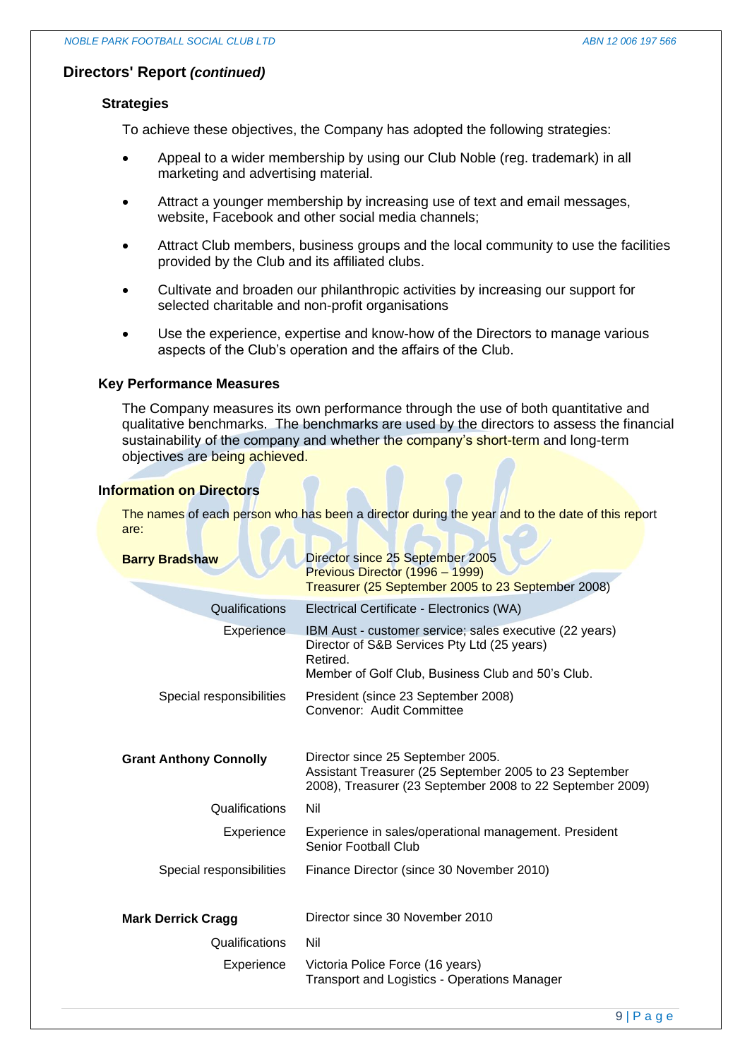## Directors' Report *(continued)*

### Strategies

To achieve these objectives, the Company has adopted the following strategies:

- Appeal to a wider membership by using our Club Noble (reg. trademark) in all marketing and advertising material.
- Attract a younger membership by increasing use of text and email messages, website, Facebook and other social media channels;
- Attract Club members, business groups and the local community to use the facilities provided by the Club and its affiliated clubs.
- Cultivate and broaden our philanthropic activities by increasing our support for selected charitable and non-profit organisations
- Use the experience, expertise and know-how of the Directors to manage various aspects of the Club's operation and the affairs of the Club.

### Key Performance Measures

The Company measures its own performance through the use of both quantitative and qualitative benchmarks. The benchmarks are used by the directors to assess the financial sustainability of the company and whether the company's short-term and long-term objectives are being achieved.

### Information on Directors

The names of each person who has been a director during the year and to the date of this report are:

| | |
|---|---|
| **Barry Bradshaw** | Director since 25 September 2005<br>Previous Director (1996 – 1999)<br>Treasurer (25 September 2005 to 23 September 2008) |
| Qualifications | Electrical Certificate - Electronics (WA) |
| Experience | IBM Aust - customer service; sales executive (22 years)<br>Director of S&B Services Pty Ltd (25 years)<br>Retired.<br>Member of Golf Club, Business Club and 50's Club. |
| Special responsibilities | President (since 23 September 2008)<br>Convenor: Audit Committee |
| **Grant Anthony Connolly** | Director since 25 September 2005.<br>Assistant Treasurer (25 September 2005 to 23 September 2008), Treasurer (23 September 2008 to 22 September 2009) |
| Qualifications | Nil |
| Experience | Experience in sales/operational management. President Senior Football Club |
| Special responsibilities | Finance Director (since 30 November 2010) |
| **Mark Derrick Cragg** | Director since 30 November 2010 |
| Qualifications | Nil |
| Experience | Victoria Police Force (16 years)<br>Transport and Logistics - Operations Manager |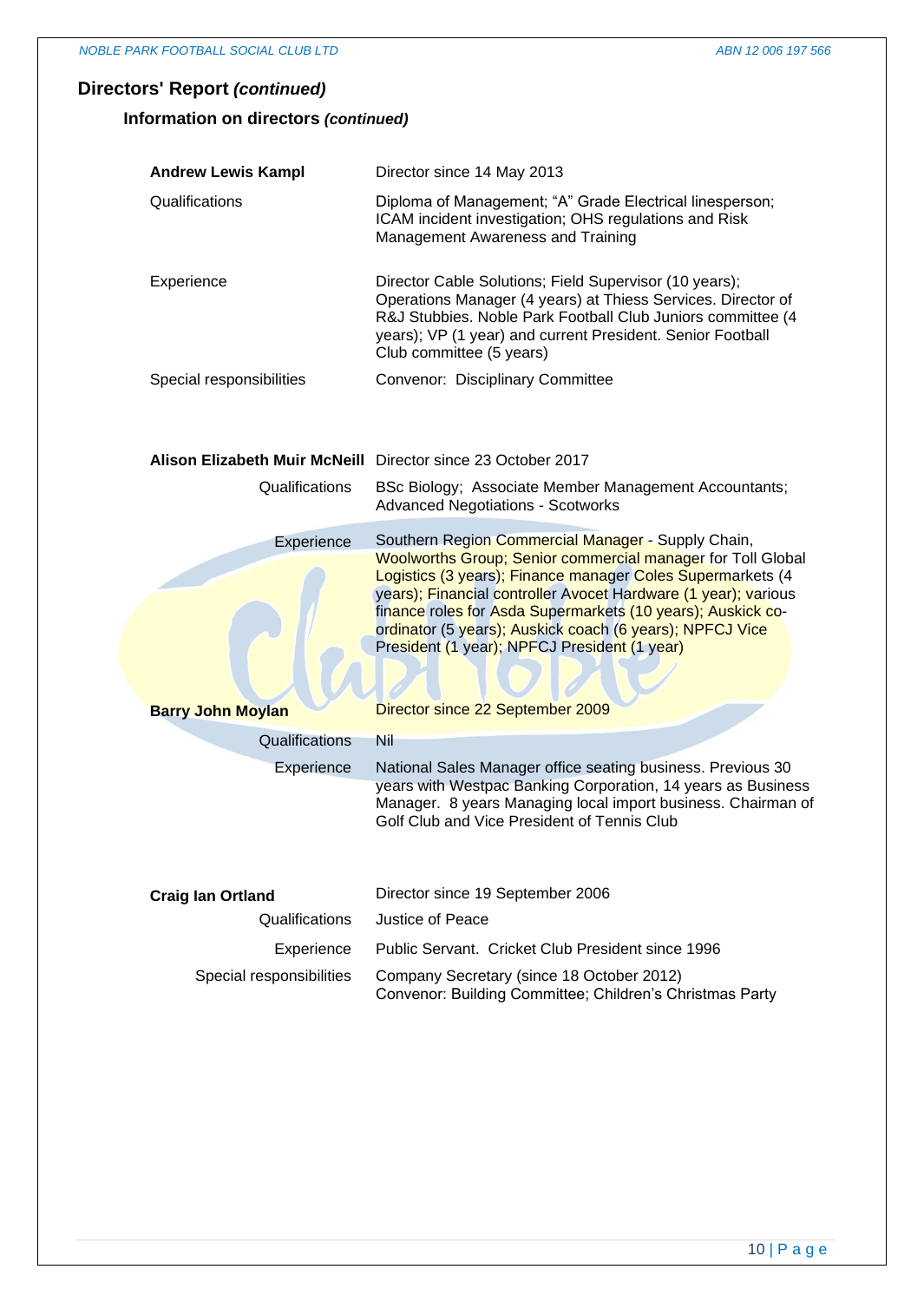## Directors' Report *(continued)*

### Information on directors *(continued)*

| | |
|---|---|
| **Andrew Lewis Kampl** | Director since 14 May 2013 |
| Qualifications | Diploma of Management; "A" Grade Electrical linesperson; ICAM incident investigation; OHS regulations and Risk Management Awareness and Training |
| Experience | Director Cable Solutions; Field Supervisor (10 years); Operations Manager (4 years) at Thiess Services. Director of R&J Stubbies. Noble Park Football Club Juniors committee (4 years); VP (1 year) and current President. Senior Football Club committee (5 years) |
| Special responsibilities | Convenor: Disciplinary Committee |

| | |
|---|---|
| **Alison Elizabeth Muir McNeill** | Director since 23 October 2017 |
| Qualifications | BSc Biology; Associate Member Management Accountants; Advanced Negotiations - Scotworks |
| Experience | Southern Region Commercial Manager - Supply Chain, Woolworths Group; Senior commercial manager for Toll Global Logistics (3 years); Finance manager Coles Supermarkets (4 years); Financial controller Avocet Hardware (1 year); various finance roles for Asda Supermarkets (10 years); Auskick co-ordinator (5 years); Auskick coach (6 years); NPFCJ Vice President (1 year); NPFCJ President (1 year) |

| | |
|---|---|
| **Barry John Moylan** | Director since 22 September 2009 |
| Qualifications | Nil |
| Experience | National Sales Manager office seating business. Previous 30 years with Westpac Banking Corporation, 14 years as Business Manager. 8 years Managing local import business. Chairman of Golf Club and Vice President of Tennis Club |

| | |
|---|---|
| **Craig Ian Ortland** | Director since 19 September 2006 |
| Qualifications | Justice of Peace |
| Experience | Public Servant. Cricket Club President since 1996 |
| Special responsibilities | Company Secretary (since 18 October 2012)<br>Convenor: Building Committee; Children's Christmas Party |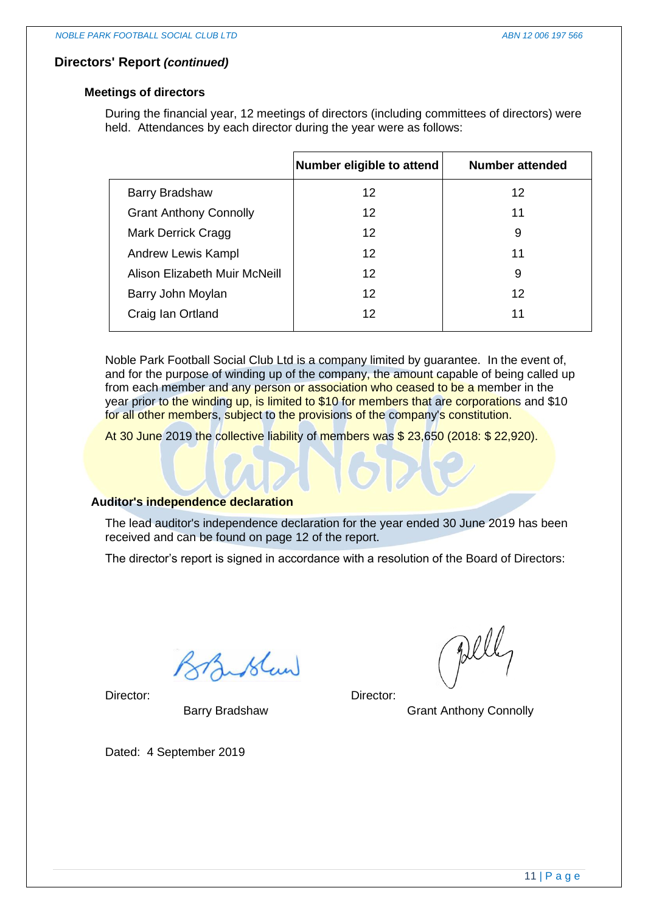## Directors' Report *(continued)*

### Meetings of directors

During the financial year, 12 meetings of directors (including committees of directors) were held. Attendances by each director during the year were as follows:

| | Number eligible to attend | Number attended |
|---|---|---|
| Barry Bradshaw | 12 | 12 |
| Grant Anthony Connolly | 12 | 11 |
| Mark Derrick Cragg | 12 | 9 |
| Andrew Lewis Kampl | 12 | 11 |
| Alison Elizabeth Muir McNeill | 12 | 9 |
| Barry John Moylan | 12 | 12 |
| Craig Ian Ortland | 12 | 11 |

Noble Park Football Social Club Ltd is a company limited by guarantee. In the event of, and for the purpose of winding up of the company, the amount capable of being called up from each member and any person or association who ceased to be a member in the year prior to the winding up, is limited to $10 for members that are corporations and $10 for all other members, subject to the provisions of the company's constitution.

At 30 June 2019 the collective liability of members was $ 23,650 (2018: $ 22,920).

### Auditor's independence declaration

The lead auditor's independence declaration for the year ended 30 June 2019 has been received and can be found on page 12 of the report.

The director's report is signed in accordance with a resolution of the Board of Directors:

Director: Barry Bradshaw

Director: Grant Anthony Connolly

Dated: 4 September 2019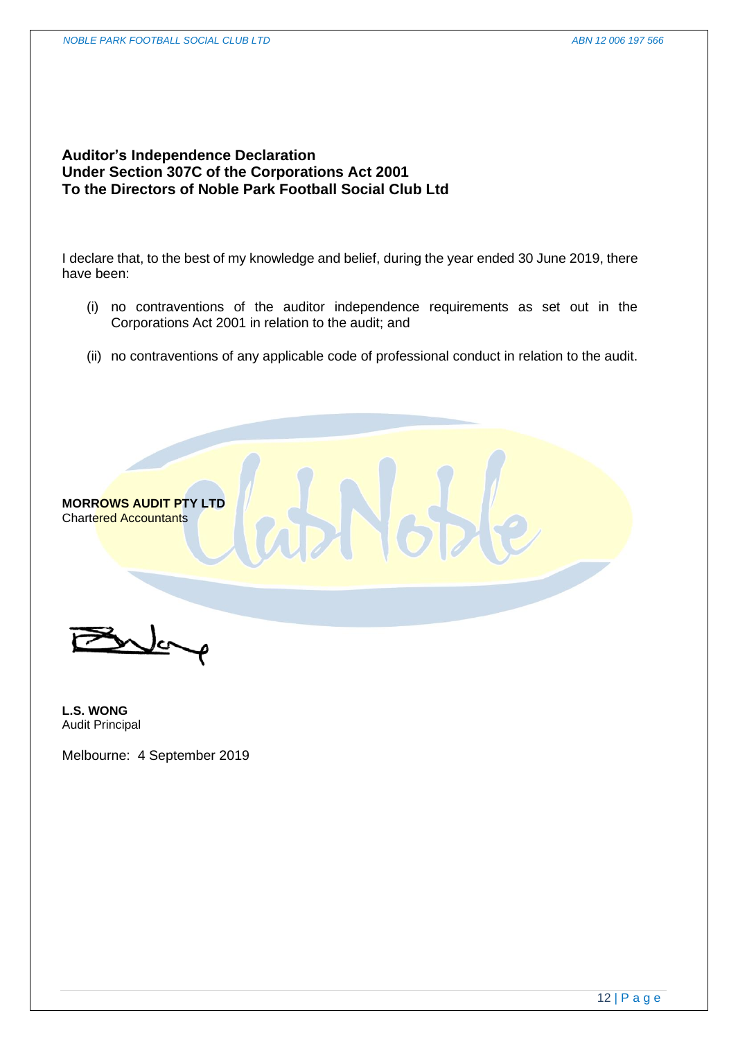## Auditor's Independence Declaration
## Under Section 307C of the Corporations Act 2001
## To the Directors of Noble Park Football Social Club Ltd

I declare that, to the best of my knowledge and belief, during the year ended 30 June 2019, there have been:

(i) no contraventions of the auditor independence requirements as set out in the Corporations Act 2001 in relation to the audit; and

(ii) no contraventions of any applicable code of professional conduct in relation to the audit.

**MORROWS AUDIT PTY LTD**
Chartered Accountants

**L.S. WONG**
Audit Principal

Melbourne: 4 September 2019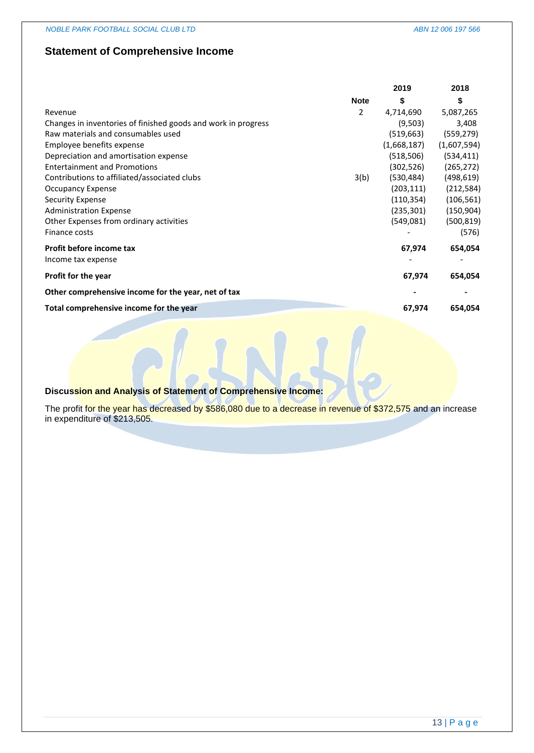## Statement of Comprehensive Income

| | Note | 2019 $ | 2018 $ |
|---|---|---|---|
| Revenue | 2 | 4,714,690 | 5,087,265 |
| Changes in inventories of finished goods and work in progress | | (9,503) | 3,408 |
| Raw materials and consumables used | | (519,663) | (559,279) |
| Employee benefits expense | | (1,668,187) | (1,607,594) |
| Depreciation and amortisation expense | | (518,506) | (534,411) |
| Entertainment and Promotions | | (302,526) | (265,272) |
| Contributions to affiliated/associated clubs | 3(b) | (530,484) | (498,619) |
| Occupancy Expense | | (203,111) | (212,584) |
| Security Expense | | (110,354) | (106,561) |
| Administration Expense | | (235,301) | (150,904) |
| Other Expenses from ordinary activities | | (549,081) | (500,819) |
| Finance costs | | - | (576) |
| **Profit before income tax** | | **67,974** | **654,054** |
| Income tax expense | | - | - |
| **Profit for the year** | | **67,974** | **654,054** |
| **Other comprehensive income for the year, net of tax** | | **-** | **-** |
| **Total comprehensive income for the year** | | **67,974** | **654,054** |

**Discussion and Analysis of Statement of Comprehensive Income:**

The profit for the year has decreased by $586,080 due to a decrease in revenue of $372,575 and an increase in expenditure of $213,505.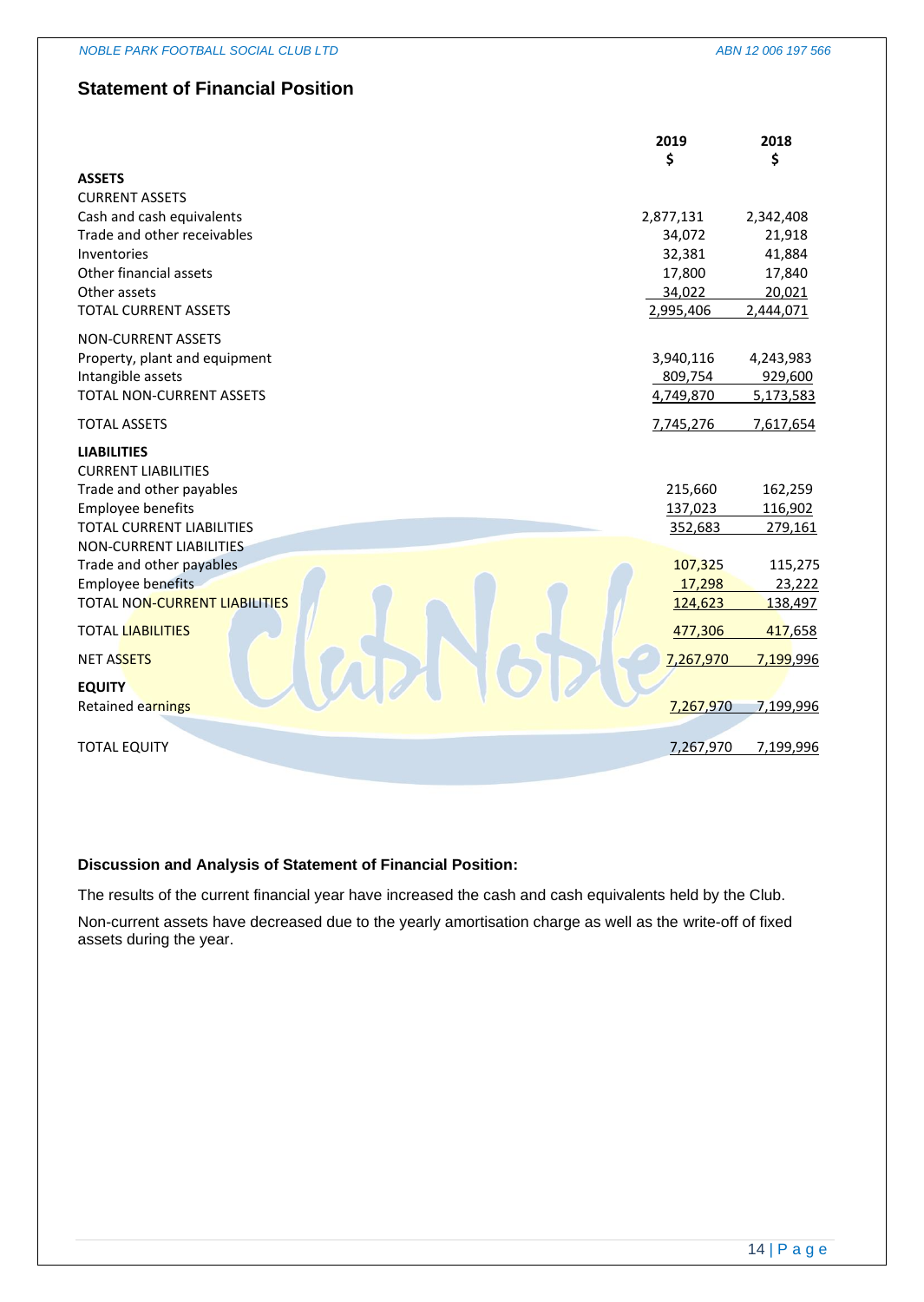## Statement of Financial Position

| | 2019 | 2018 |
|---|---|---|
| | $ | $ |
| **ASSETS** | | |
| CURRENT ASSETS | | |
| Cash and cash equivalents | 2,877,131 | 2,342,408 |
| Trade and other receivables | 34,072 | 21,918 |
| Inventories | 32,381 | 41,884 |
| Other financial assets | 17,800 | 17,840 |
| Other assets | 34,022 | 20,021 |
| TOTAL CURRENT ASSETS | 2,995,406 | 2,444,071 |
| NON-CURRENT ASSETS | | |
| Property, plant and equipment | 3,940,116 | 4,243,983 |
| Intangible assets | 809,754 | 929,600 |
| TOTAL NON-CURRENT ASSETS | 4,749,870 | 5,173,583 |
| TOTAL ASSETS | 7,745,276 | 7,617,654 |
| **LIABILITIES** | | |
| CURRENT LIABILITIES | | |
| Trade and other payables | 215,660 | 162,259 |
| Employee benefits | 137,023 | 116,902 |
| TOTAL CURRENT LIABILITIES | 352,683 | 279,161 |
| NON-CURRENT LIABILITIES | | |
| Trade and other payables | 107,325 | 115,275 |
| Employee benefits | 17,298 | 23,222 |
| TOTAL NON-CURRENT LIABILITIES | 124,623 | 138,497 |
| TOTAL LIABILITIES | 477,306 | 417,658 |
| NET ASSETS | 7,267,970 | 7,199,996 |
| **EQUITY** | | |
| Retained earnings | 7,267,970 | 7,199,996 |
| TOTAL EQUITY | 7,267,970 | 7,199,996 |

### Discussion and Analysis of Statement of Financial Position:

The results of the current financial year have increased the cash and cash equivalents held by the Club.

Non-current assets have decreased due to the yearly amortisation charge as well as the write-off of fixed assets during the year.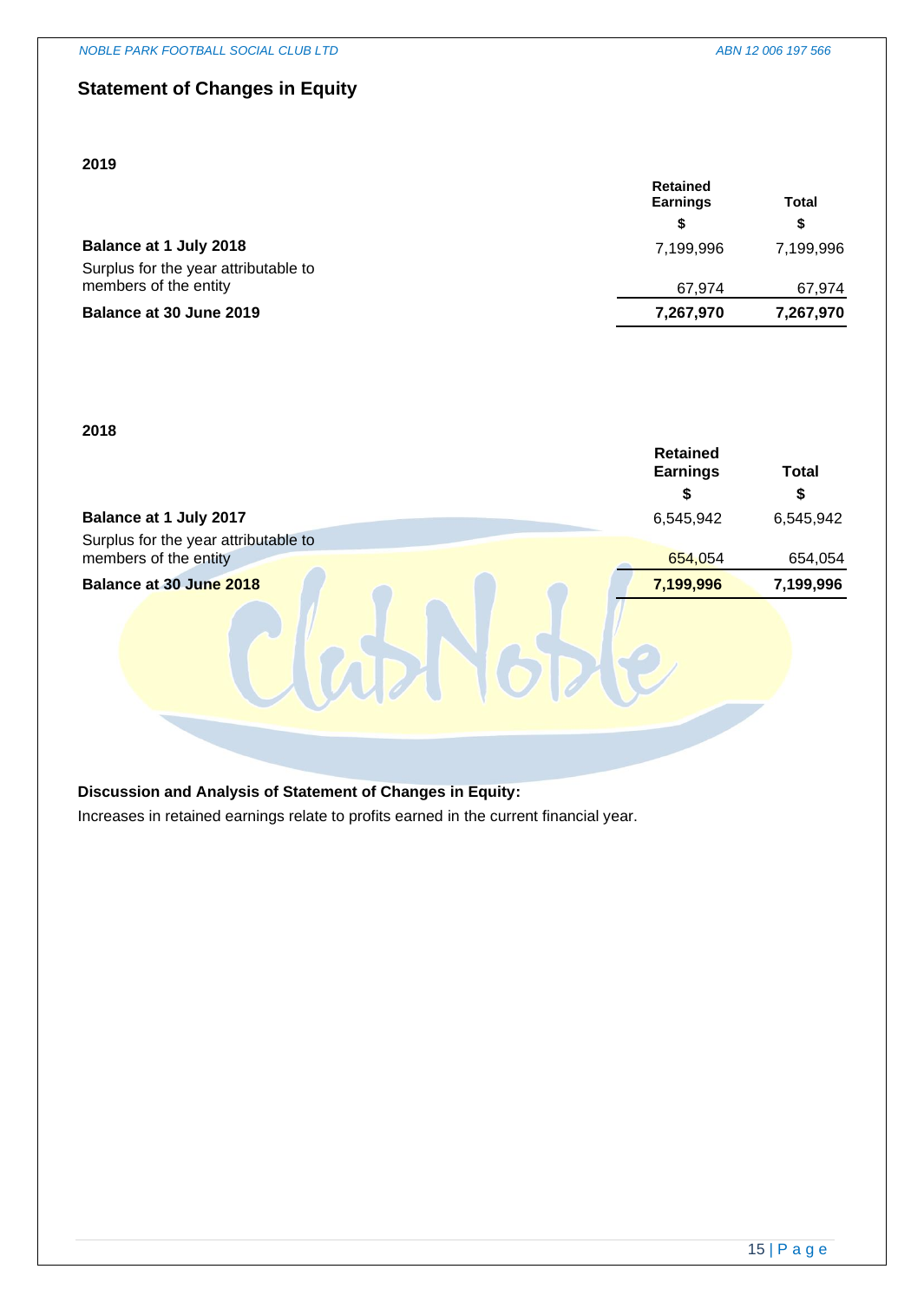## Statement of Changes in Equity

**2019**

| | Retained Earnings | Total |
|---|---|---|
| | $ | $ |
| **Balance at 1 July 2018** | 7,199,996 | 7,199,996 |
| Surplus for the year attributable to members of the entity | 67,974 | 67,974 |
| **Balance at 30 June 2019** | **7,267,970** | **7,267,970** |

**2018**

| | Retained Earnings | Total |
|---|---|---|
| | $ | $ |
| **Balance at 1 July 2017** | 6,545,942 | 6,545,942 |
| Surplus for the year attributable to members of the entity | 654,054 | 654,054 |
| **Balance at 30 June 2018** | **7,199,996** | **7,199,996** |

**Discussion and Analysis of Statement of Changes in Equity:**

Increases in retained earnings relate to profits earned in the current financial year.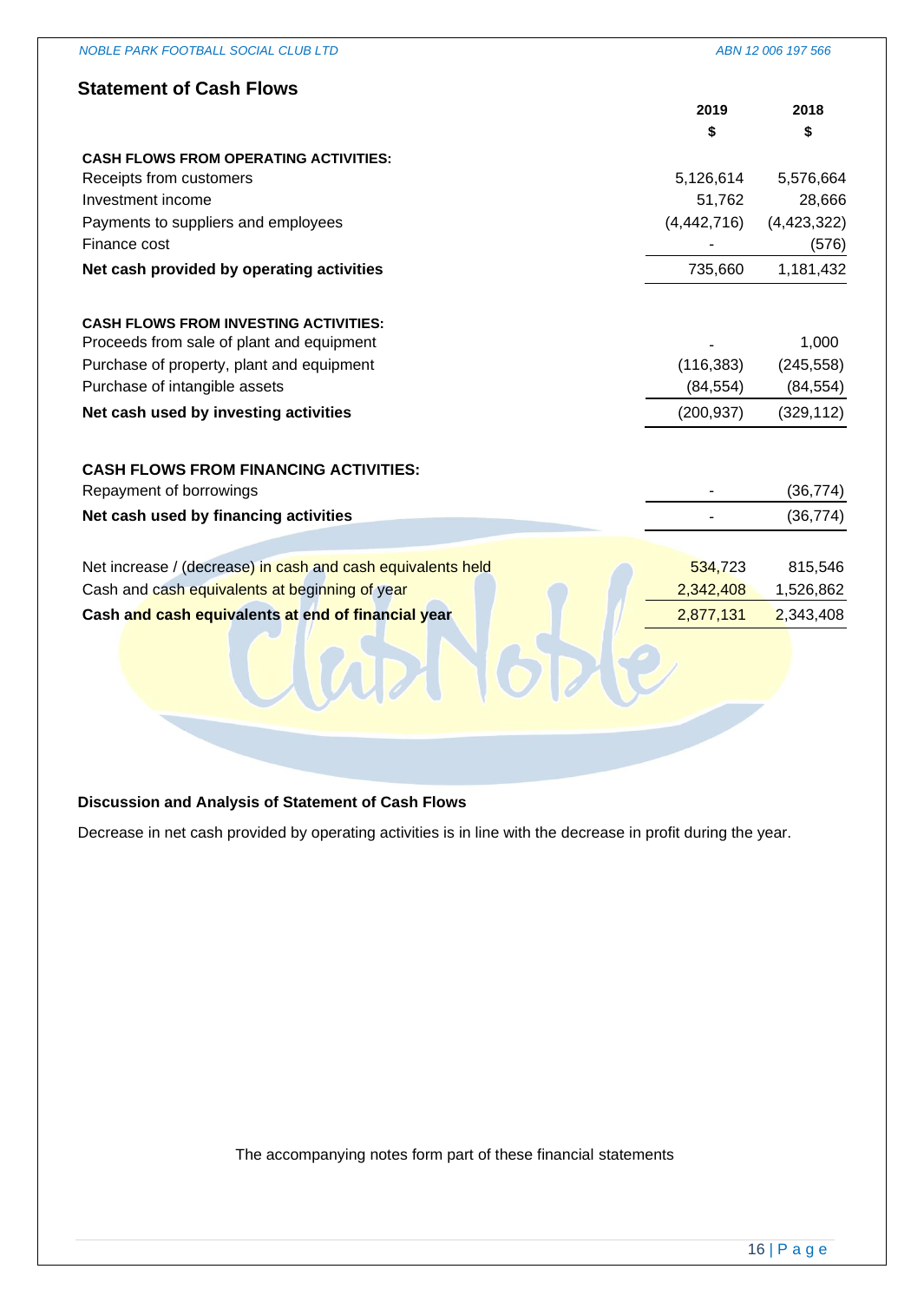## Statement of Cash Flows

| | 2019 | 2018 |
|---|---|---|
| | $ | $ |
| **CASH FLOWS FROM OPERATING ACTIVITIES:** | | |
| Receipts from customers | 5,126,614 | 5,576,664 |
| Investment income | 51,762 | 28,666 |
| Payments to suppliers and employees | (4,442,716) | (4,423,322) |
| Finance cost | - | (576) |
| **Net cash provided by operating activities** | 735,660 | 1,181,432 |
| | | |
| **CASH FLOWS FROM INVESTING ACTIVITIES:** | | |
| Proceeds from sale of plant and equipment | - | 1,000 |
| Purchase of property, plant and equipment | (116,383) | (245,558) |
| Purchase of intangible assets | (84,554) | (84,554) |
| **Net cash used by investing activities** | (200,937) | (329,112) |
| | | |
| **CASH FLOWS FROM FINANCING ACTIVITIES:** | | |
| Repayment of borrowings | - | (36,774) |
| **Net cash used by financing activities** | - | (36,774) |
| | | |
| Net increase / (decrease) in cash and cash equivalents held | 534,723 | 815,546 |
| Cash and cash equivalents at beginning of year | 2,342,408 | 1,526,862 |
| **Cash and cash equivalents at end of financial year** | 2,877,131 | 2,343,408 |

### Discussion and Analysis of Statement of Cash Flows

Decrease in net cash provided by operating activities is in line with the decrease in profit during the year.

The accompanying notes form part of these financial statements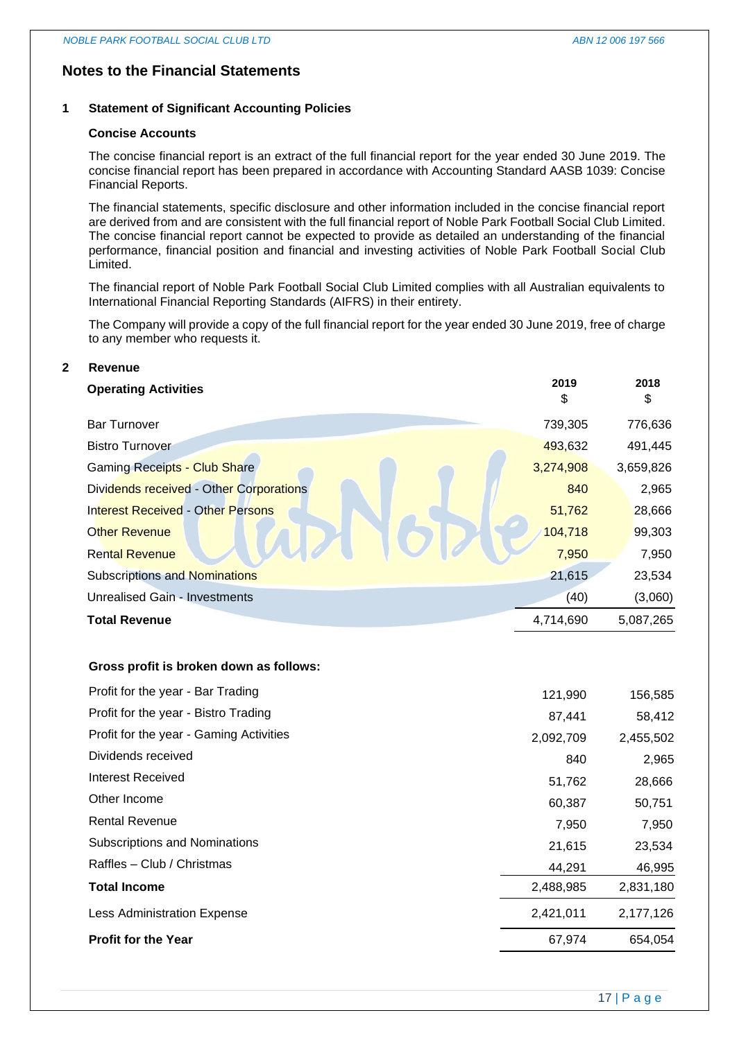# Notes to the Financial Statements

## 1 Statement of Significant Accounting Policies

### Concise Accounts

The concise financial report is an extract of the full financial report for the year ended 30 June 2019. The concise financial report has been prepared in accordance with Accounting Standard AASB 1039: Concise Financial Reports.

The financial statements, specific disclosure and other information included in the concise financial report are derived from and are consistent with the full financial report of Noble Park Football Social Club Limited. The concise financial report cannot be expected to provide as detailed an understanding of the financial performance, financial position and financial and investing activities of Noble Park Football Social Club Limited.

The financial report of Noble Park Football Social Club Limited complies with all Australian equivalents to International Financial Reporting Standards (AIFRS) in their entirety.

The Company will provide a copy of the full financial report for the year ended 30 June 2019, free of charge to any member who requests it.

## 2 Revenue

| Operating Activities | 2019 $ | 2018 $ |
|---|---|---|
| Bar Turnover | 739,305 | 776,636 |
| Bistro Turnover | 493,632 | 491,445 |
| Gaming Receipts - Club Share | 3,274,908 | 3,659,826 |
| Dividends received - Other Corporations | 840 | 2,965 |
| Interest Received - Other Persons | 51,762 | 28,666 |
| Other Revenue | 104,718 | 99,303 |
| Rental Revenue | 7,950 | 7,950 |
| Subscriptions and Nominations | 21,615 | 23,534 |
| Unrealised Gain - Investments | (40) | (3,060) |
| **Total Revenue** | 4,714,690 | 5,087,265 |

**Gross profit is broken down as follows:**

| | 2019 $ | 2018 $ |
|---|---|---|
| Profit for the year - Bar Trading | 121,990 | 156,585 |
| Profit for the year - Bistro Trading | 87,441 | 58,412 |
| Profit for the year - Gaming Activities | 2,092,709 | 2,455,502 |
| Dividends received | 840 | 2,965 |
| Interest Received | 51,762 | 28,666 |
| Other Income | 60,387 | 50,751 |
| Rental Revenue | 7,950 | 7,950 |
| Subscriptions and Nominations | 21,615 | 23,534 |
| Raffles – Club / Christmas | 44,291 | 46,995 |
| **Total Income** | 2,488,985 | 2,831,180 |
| Less Administration Expense | 2,421,011 | 2,177,126 |
| **Profit for the Year** | 67,974 | 654,054 |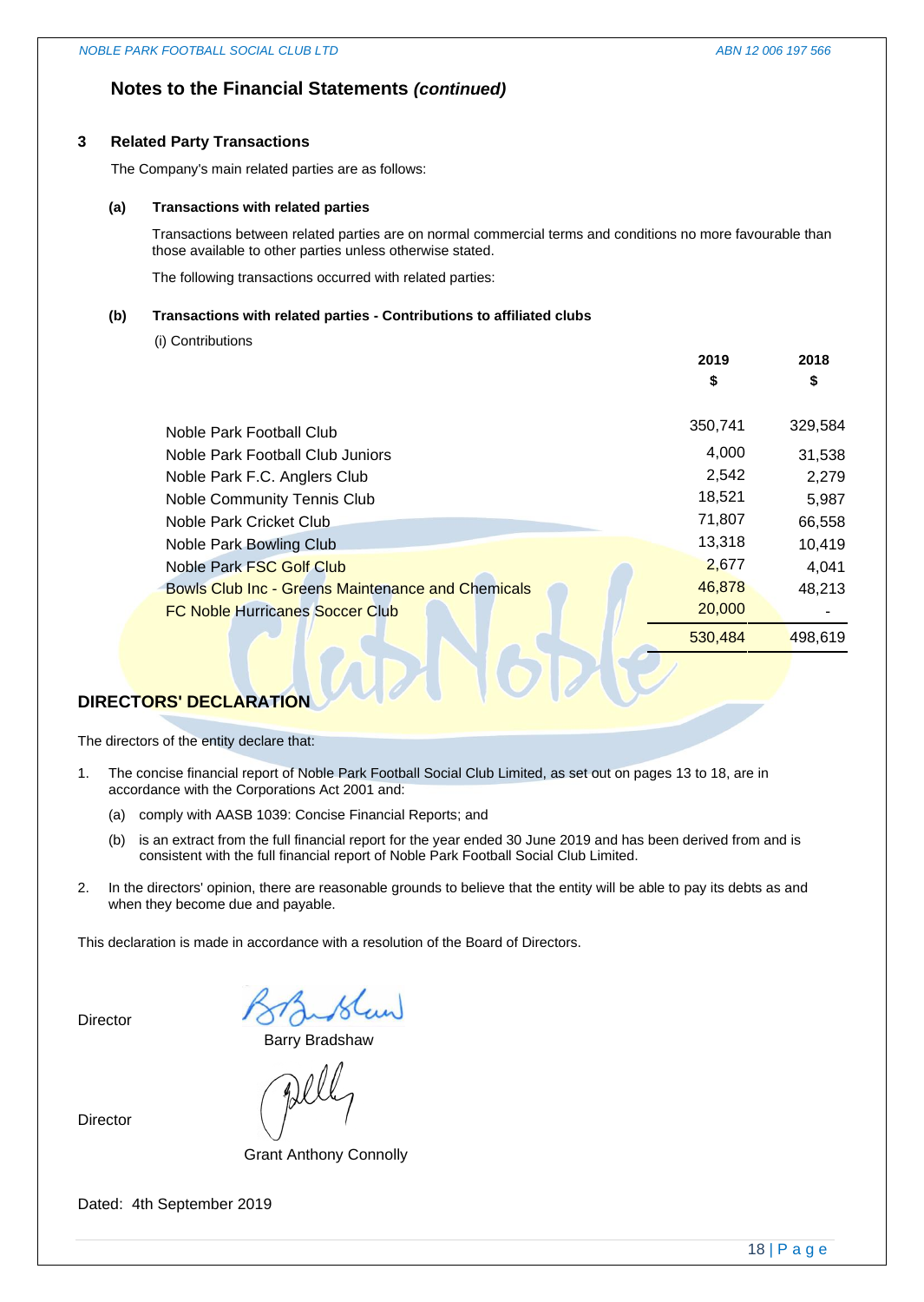## Notes to the Financial Statements *(continued)*

### 3 Related Party Transactions

The Company's main related parties are as follows:

**(a) Transactions with related parties**

Transactions between related parties are on normal commercial terms and conditions no more favourable than those available to other parties unless otherwise stated.

The following transactions occurred with related parties:

**(b) Transactions with related parties - Contributions to affiliated clubs**

(i) Contributions

| | 2019 $ | 2018 $ |
|---|---|---|
| Noble Park Football Club | 350,741 | 329,584 |
| Noble Park Football Club Juniors | 4,000 | 31,538 |
| Noble Park F.C. Anglers Club | 2,542 | 2,279 |
| Noble Community Tennis Club | 18,521 | 5,987 |
| Noble Park Cricket Club | 71,807 | 66,558 |
| Noble Park Bowling Club | 13,318 | 10,419 |
| Noble Park FSC Golf Club | 2,677 | 4,041 |
| Bowls Club Inc - Greens Maintenance and Chemicals | 46,878 | 48,213 |
| FC Noble Hurricanes Soccer Club | 20,000 | - |
| | 530,484 | 498,619 |

## DIRECTORS' DECLARATION

The directors of the entity declare that:

1. The concise financial report of Noble Park Football Social Club Limited, as set out on pages 13 to 18, are in accordance with the Corporations Act 2001 and:
   (a) comply with AASB 1039: Concise Financial Reports; and
   (b) is an extract from the full financial report for the year ended 30 June 2019 and has been derived from and is consistent with the full financial report of Noble Park Football Social Club Limited.
2. In the directors' opinion, there are reasonable grounds to believe that the entity will be able to pay its debts as and when they become due and payable.

This declaration is made in accordance with a resolution of the Board of Directors.

Director

Barry Bradshaw

Director

Grant Anthony Connolly

Dated: 4th September 2019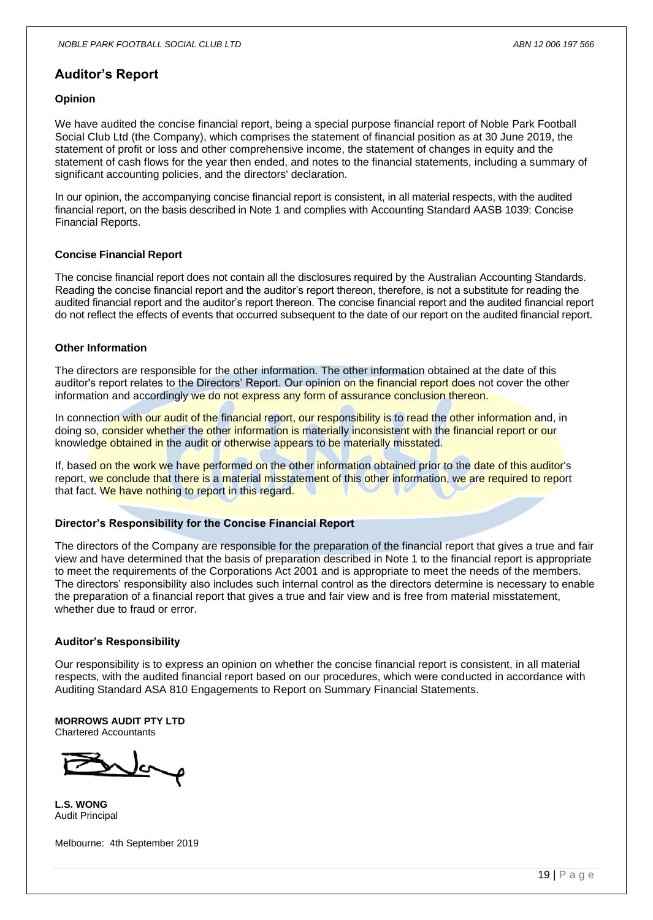# Auditor's Report

### Opinion

We have audited the concise financial report, being a special purpose financial report of Noble Park Football Social Club Ltd (the Company), which comprises the statement of financial position as at 30 June 2019, the statement of profit or loss and other comprehensive income, the statement of changes in equity and the statement of cash flows for the year then ended, and notes to the financial statements, including a summary of significant accounting policies, and the directors' declaration.

In our opinion, the accompanying concise financial report is consistent, in all material respects, with the audited financial report, on the basis described in Note 1 and complies with Accounting Standard AASB 1039: Concise Financial Reports.

### Concise Financial Report

The concise financial report does not contain all the disclosures required by the Australian Accounting Standards. Reading the concise financial report and the auditor's report thereon, therefore, is not a substitute for reading the audited financial report and the auditor's report thereon. The concise financial report and the audited financial report do not reflect the effects of events that occurred subsequent to the date of our report on the audited financial report.

### Other Information

The directors are responsible for the other information. The other information obtained at the date of this auditor's report relates to the Directors' Report. Our opinion on the financial report does not cover the other information and accordingly we do not express any form of assurance conclusion thereon.

In connection with our audit of the financial report, our responsibility is to read the other information and, in doing so, consider whether the other information is materially inconsistent with the financial report or our knowledge obtained in the audit or otherwise appears to be materially misstated.

If, based on the work we have performed on the other information obtained prior to the date of this auditor's report, we conclude that there is a material misstatement of this other information, we are required to report that fact. We have nothing to report in this regard.

### Director's Responsibility for the Concise Financial Report

The directors of the Company are responsible for the preparation of the financial report that gives a true and fair view and have determined that the basis of preparation described in Note 1 to the financial report is appropriate to meet the requirements of the Corporations Act 2001 and is appropriate to meet the needs of the members. The directors' responsibility also includes such internal control as the directors determine is necessary to enable the preparation of a financial report that gives a true and fair view and is free from material misstatement, whether due to fraud or error.

### Auditor's Responsibility

Our responsibility is to express an opinion on whether the concise financial report is consistent, in all material respects, with the audited financial report based on our procedures, which were conducted in accordance with Auditing Standard ASA 810 Engagements to Report on Summary Financial Statements.

**MORROWS AUDIT PTY LTD**
Chartered Accountants

**L.S. WONG**
Audit Principal

Melbourne: 4th September 2019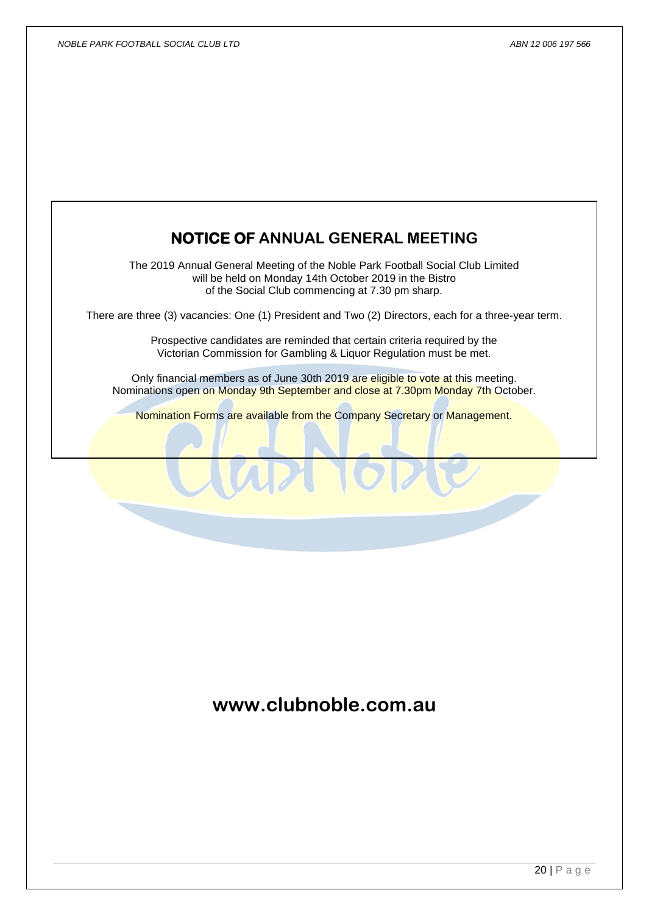## NOTICE OF ANNUAL GENERAL MEETING

The 2019 Annual General Meeting of the Noble Park Football Social Club Limited will be held on Monday 14th October 2019 in the Bistro of the Social Club commencing at 7.30 pm sharp.

There are three (3) vacancies: One (1) President and Two (2) Directors, each for a three-year term.

Prospective candidates are reminded that certain criteria required by the Victorian Commission for Gambling & Liquor Regulation must be met.

Only financial members as of June 30th 2019 are eligible to vote at this meeting.
Nominations open on Monday 9th September and close at 7.30pm Monday 7th October.

Nomination Forms are available from the Company Secretary or Management.

**www.clubnoble.com.au**